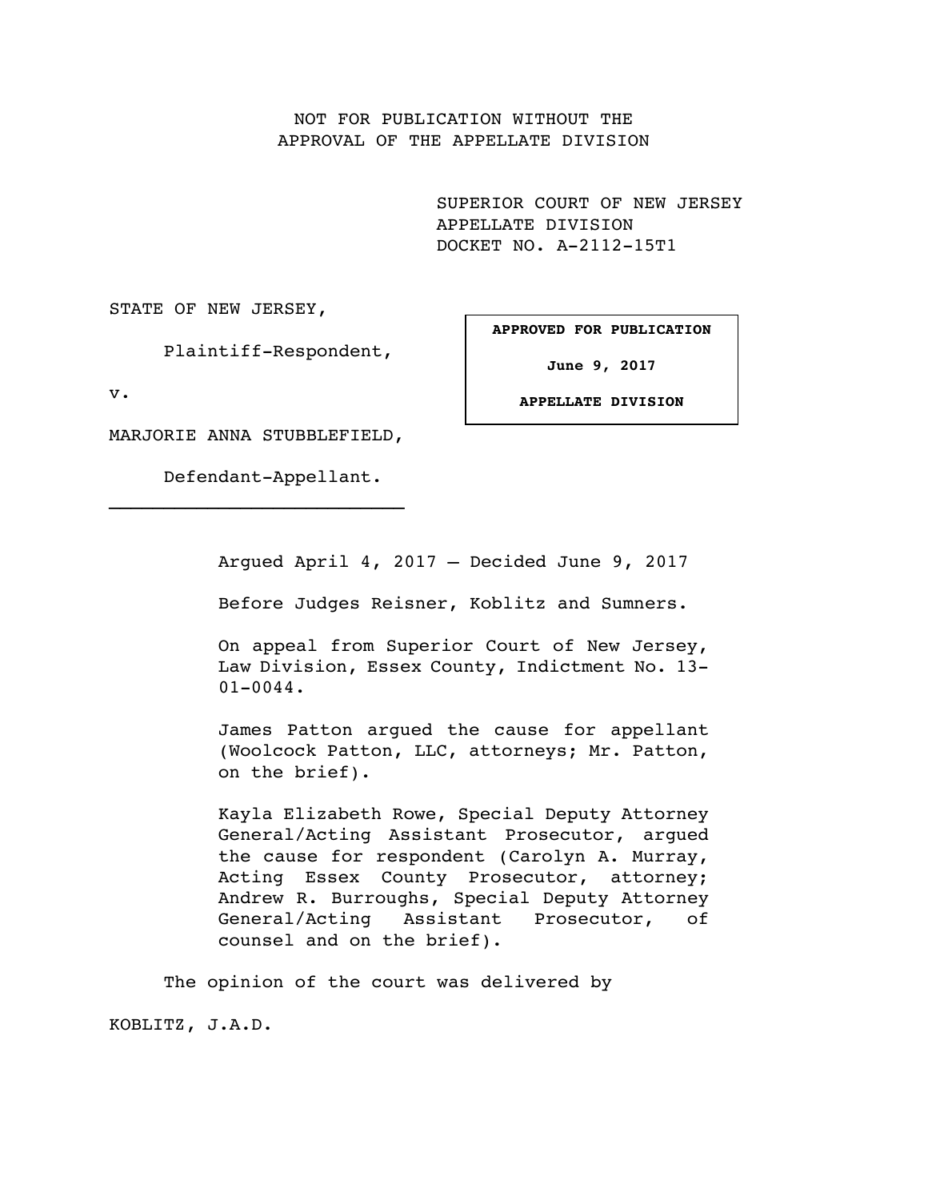NOT FOR PUBLICATION WITHOUT THE
APPROVAL OF THE APPELLATE DIVISION

SUPERIOR COURT OF NEW JERSEY
APPELLATE DIVISION
DOCKET NO. A-2112-15T1

STATE OF NEW JERSEY,

Plaintiff-Respondent,

v.

MARJORIE ANNA STUBBLEFIELD,

Defendant-Appellant.

**APPROVED FOR PUBLICATION**

**June 9, 2017**

**APPELLATE DIVISION**

Argued April 4, 2017 – Decided June 9, 2017

Before Judges Reisner, Koblitz and Sumners.

On appeal from Superior Court of New Jersey, Law Division, Essex County, Indictment No. 13-01-0044.

James Patton argued the cause for appellant (Woolcock Patton, LLC, attorneys; Mr. Patton, on the brief).

Kayla Elizabeth Rowe, Special Deputy Attorney General/Acting Assistant Prosecutor, argued the cause for respondent (Carolyn A. Murray, Acting Essex County Prosecutor, attorney; Andrew R. Burroughs, Special Deputy Attorney General/Acting Assistant Prosecutor, of counsel and on the brief).

The opinion of the court was delivered by

KOBLITZ, J.A.D.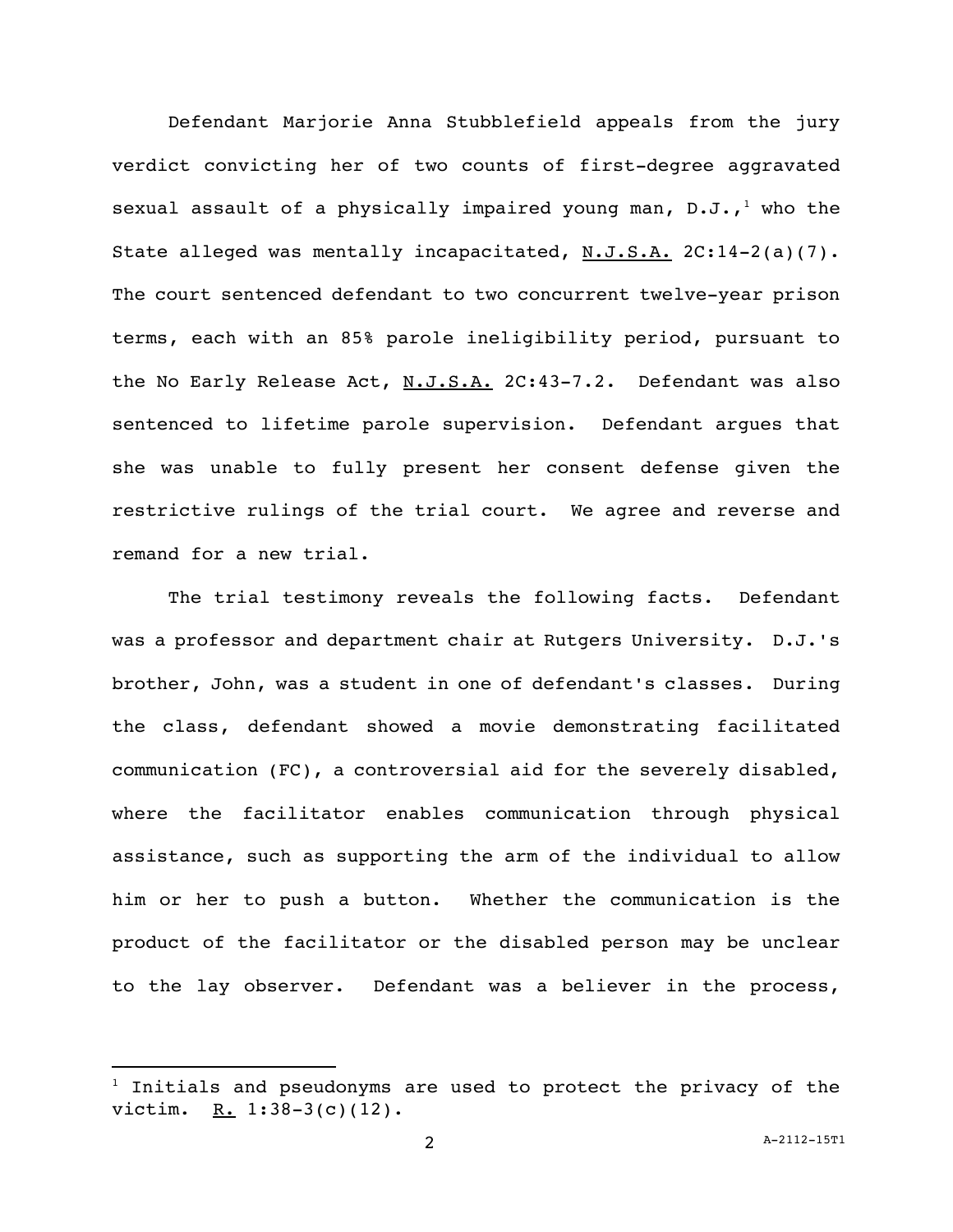Defendant Marjorie Anna Stubblefield appeals from the jury verdict convicting her of two counts of first-degree aggravated sexual assault of a physically impaired young man, D.J.,[1] who the State alleged was mentally incapacitated, N.J.S.A. 2C:14-2(a)(7). The court sentenced defendant to two concurrent twelve-year prison terms, each with an 85% parole ineligibility period, pursuant to the No Early Release Act, N.J.S.A. 2C:43-7.2. Defendant was also sentenced to lifetime parole supervision. Defendant argues that she was unable to fully present her consent defense given the restrictive rulings of the trial court. We agree and reverse and remand for a new trial.

The trial testimony reveals the following facts. Defendant was a professor and department chair at Rutgers University. D.J.'s brother, John, was a student in one of defendant's classes. During the class, defendant showed a movie demonstrating facilitated communication (FC), a controversial aid for the severely disabled, where the facilitator enables communication through physical assistance, such as supporting the arm of the individual to allow him or her to push a button. Whether the communication is the product of the facilitator or the disabled person may be unclear to the lay observer. Defendant was a believer in the process,

---

[1] Initials and pseudonyms are used to protect the privacy of the victim. R. 1:38-3(c)(12).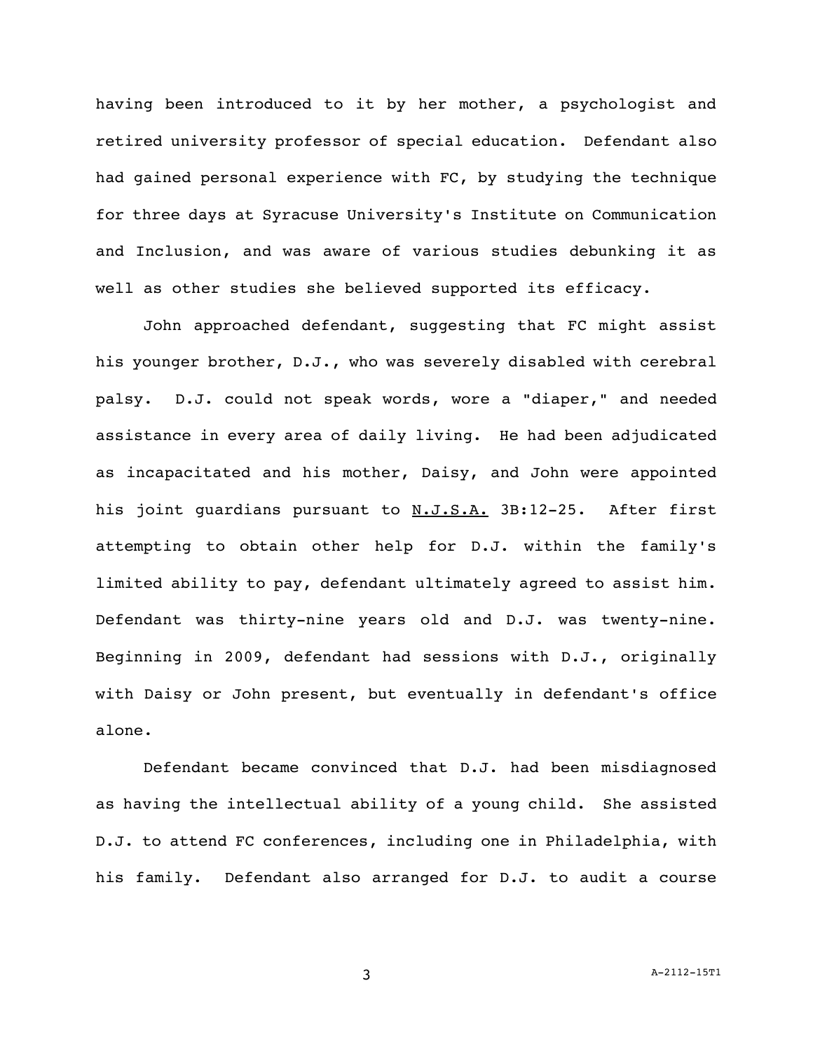having been introduced to it by her mother, a psychologist and retired university professor of special education. Defendant also had gained personal experience with FC, by studying the technique for three days at Syracuse University's Institute on Communication and Inclusion, and was aware of various studies debunking it as well as other studies she believed supported its efficacy.

John approached defendant, suggesting that FC might assist his younger brother, D.J., who was severely disabled with cerebral palsy. D.J. could not speak words, wore a "diaper," and needed assistance in every area of daily living. He had been adjudicated as incapacitated and his mother, Daisy, and John were appointed his joint guardians pursuant to N.J.S.A. 3B:12-25. After first attempting to obtain other help for D.J. within the family's limited ability to pay, defendant ultimately agreed to assist him. Defendant was thirty-nine years old and D.J. was twenty-nine. Beginning in 2009, defendant had sessions with D.J., originally with Daisy or John present, but eventually in defendant's office alone.

Defendant became convinced that D.J. had been misdiagnosed as having the intellectual ability of a young child. She assisted D.J. to attend FC conferences, including one in Philadelphia, with his family. Defendant also arranged for D.J. to audit a course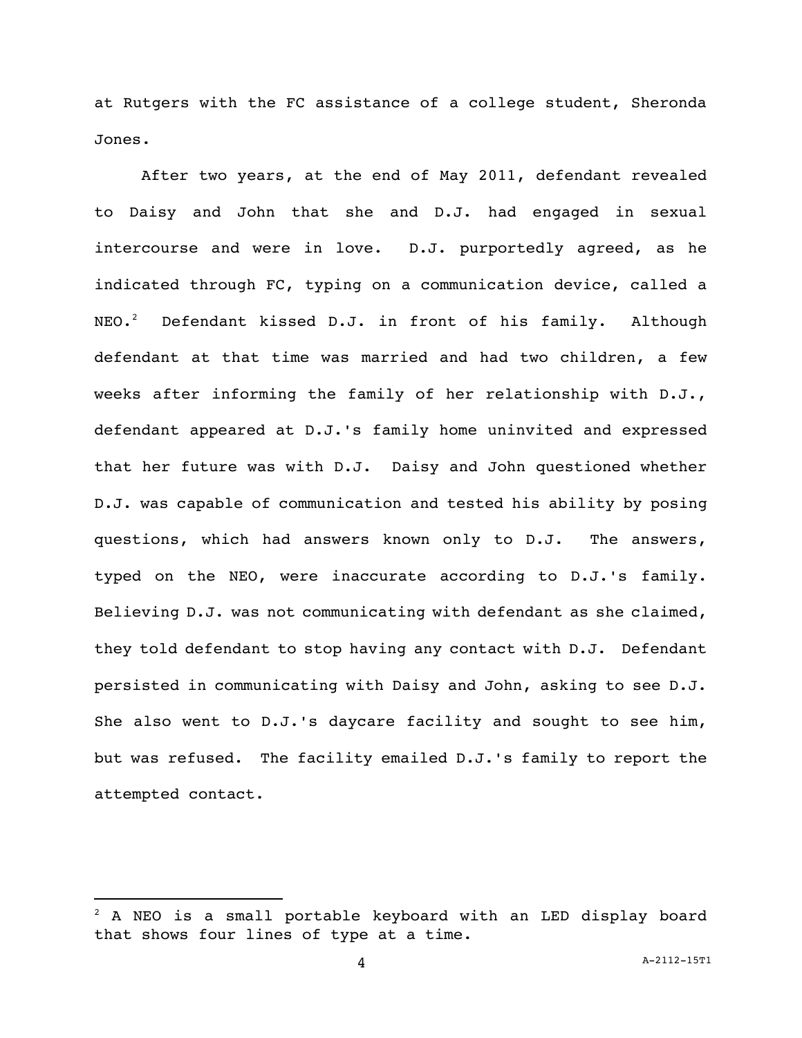at Rutgers with the FC assistance of a college student, Sheronda Jones.

After two years, at the end of May 2011, defendant revealed to Daisy and John that she and D.J. had engaged in sexual intercourse and were in love. D.J. purportedly agreed, as he indicated through FC, typing on a communication device, called a NEO.[2] Defendant kissed D.J. in front of his family. Although defendant at that time was married and had two children, a few weeks after informing the family of her relationship with D.J., defendant appeared at D.J.'s family home uninvited and expressed that her future was with D.J. Daisy and John questioned whether D.J. was capable of communication and tested his ability by posing questions, which had answers known only to D.J. The answers, typed on the NEO, were inaccurate according to D.J.'s family. Believing D.J. was not communicating with defendant as she claimed, they told defendant to stop having any contact with D.J. Defendant persisted in communicating with Daisy and John, asking to see D.J. She also went to D.J.'s daycare facility and sought to see him, but was refused. The facility emailed D.J.'s family to report the attempted contact.

---

[2] A NEO is a small portable keyboard with an LED display board that shows four lines of type at a time.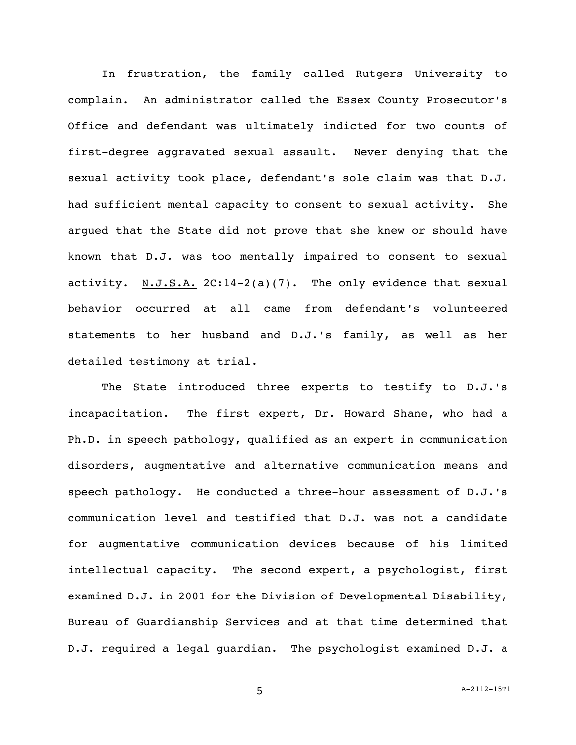In frustration, the family called Rutgers University to complain. An administrator called the Essex County Prosecutor's Office and defendant was ultimately indicted for two counts of first-degree aggravated sexual assault. Never denying that the sexual activity took place, defendant's sole claim was that D.J. had sufficient mental capacity to consent to sexual activity. She argued that the State did not prove that she knew or should have known that D.J. was too mentally impaired to consent to sexual activity. N.J.S.A. 2C:14-2(a)(7). The only evidence that sexual behavior occurred at all came from defendant's volunteered statements to her husband and D.J.'s family, as well as her detailed testimony at trial.

The State introduced three experts to testify to D.J.'s incapacitation. The first expert, Dr. Howard Shane, who had a Ph.D. in speech pathology, qualified as an expert in communication disorders, augmentative and alternative communication means and speech pathology. He conducted a three-hour assessment of D.J.'s communication level and testified that D.J. was not a candidate for augmentative communication devices because of his limited intellectual capacity. The second expert, a psychologist, first examined D.J. in 2001 for the Division of Developmental Disability, Bureau of Guardianship Services and at that time determined that D.J. required a legal guardian. The psychologist examined D.J. a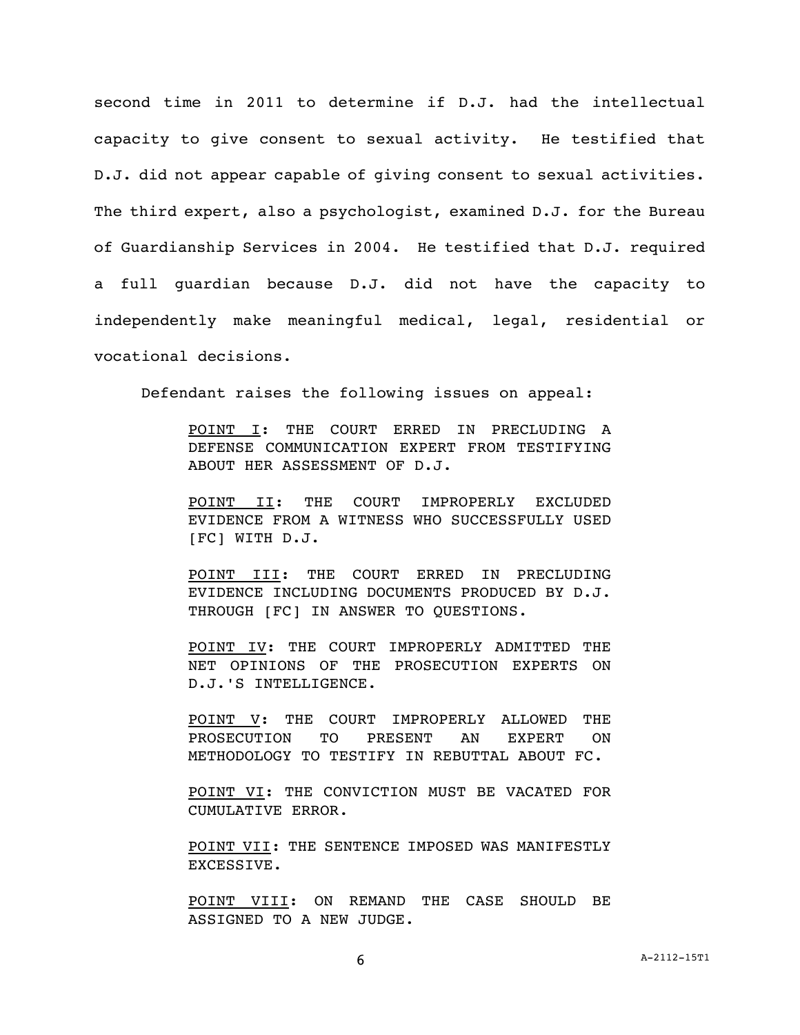second time in 2011 to determine if D.J. had the intellectual capacity to give consent to sexual activity. He testified that D.J. did not appear capable of giving consent to sexual activities. The third expert, also a psychologist, examined D.J. for the Bureau of Guardianship Services in 2004. He testified that D.J. required a full guardian because D.J. did not have the capacity to independently make meaningful medical, legal, residential or vocational decisions.

Defendant raises the following issues on appeal:

> POINT I: THE COURT ERRED IN PRECLUDING A DEFENSE COMMUNICATION EXPERT FROM TESTIFYING ABOUT HER ASSESSMENT OF D.J.
>
> POINT II: THE COURT IMPROPERLY EXCLUDED EVIDENCE FROM A WITNESS WHO SUCCESSFULLY USED [FC] WITH D.J.
>
> POINT III: THE COURT ERRED IN PRECLUDING EVIDENCE INCLUDING DOCUMENTS PRODUCED BY D.J. THROUGH [FC] IN ANSWER TO QUESTIONS.
>
> POINT IV: THE COURT IMPROPERLY ADMITTED THE NET OPINIONS OF THE PROSECUTION EXPERTS ON D.J.'S INTELLIGENCE.
>
> POINT V: THE COURT IMPROPERLY ALLOWED THE PROSECUTION TO PRESENT AN EXPERT ON METHODOLOGY TO TESTIFY IN REBUTTAL ABOUT FC.
>
> POINT VI: THE CONVICTION MUST BE VACATED FOR CUMULATIVE ERROR.
>
> POINT VII: THE SENTENCE IMPOSED WAS MANIFESTLY EXCESSIVE.
>
> POINT VIII: ON REMAND THE CASE SHOULD BE ASSIGNED TO A NEW JUDGE.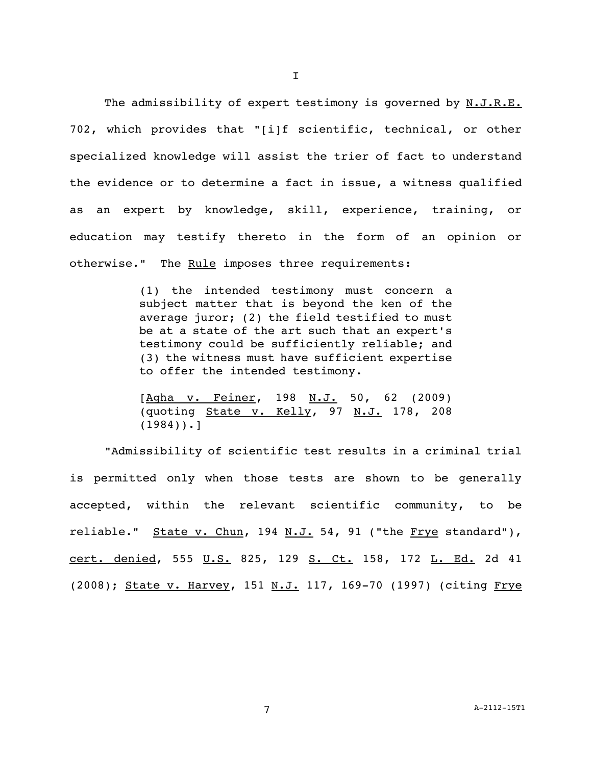# I

The admissibility of expert testimony is governed by N.J.R.E. 702, which provides that "[i]f scientific, technical, or other specialized knowledge will assist the trier of fact to understand the evidence or to determine a fact in issue, a witness qualified as an expert by knowledge, skill, experience, training, or education may testify thereto in the form of an opinion or otherwise." The Rule imposes three requirements:

> (1) the intended testimony must concern a subject matter that is beyond the ken of the average juror; (2) the field testified to must be at a state of the art such that an expert's testimony could be sufficiently reliable; and (3) the witness must have sufficient expertise to offer the intended testimony.
>
> [Agha v. Feiner, 198 N.J. 50, 62 (2009) (quoting State v. Kelly, 97 N.J. 178, 208 (1984)).]

"Admissibility of scientific test results in a criminal trial is permitted only when those tests are shown to be generally accepted, within the relevant scientific community, to be reliable." State v. Chun, 194 N.J. 54, 91 ("the Frye standard"), cert. denied, 555 U.S. 825, 129 S. Ct. 158, 172 L. Ed. 2d 41 (2008); State v. Harvey, 151 N.J. 117, 169-70 (1997) (citing Frye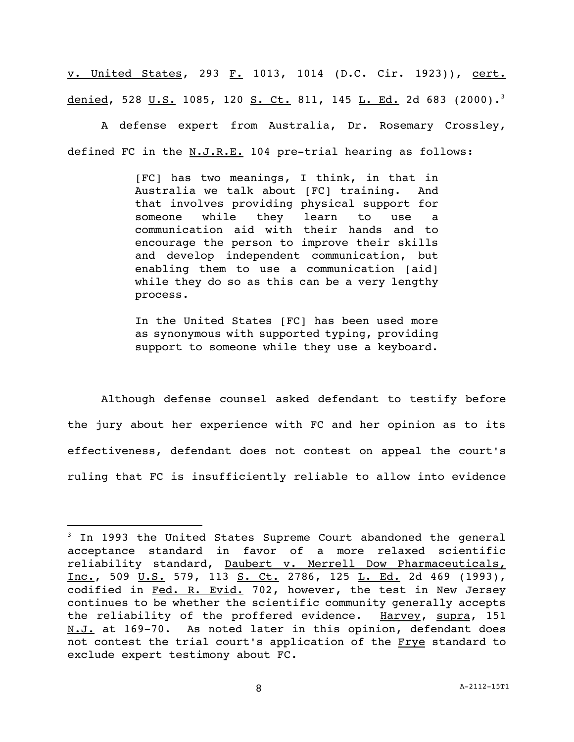v. United States, 293 F. 1013, 1014 (D.C. Cir. 1923)), cert. denied, 528 U.S. 1085, 120 S. Ct. 811, 145 L. Ed. 2d 683 (2000).[3]

A defense expert from Australia, Dr. Rosemary Crossley, defined FC in the N.J.R.E. 104 pre-trial hearing as follows:

> [FC] has two meanings, I think, in that in Australia we talk about [FC] training. And that involves providing physical support for someone while they learn to use a communication aid with their hands and to encourage the person to improve their skills and develop independent communication, but enabling them to use a communication [aid] while they do so as this can be a very lengthy process.
>
> In the United States [FC] has been used more as synonymous with supported typing, providing support to someone while they use a keyboard.

Although defense counsel asked defendant to testify before the jury about her experience with FC and her opinion as to its effectiveness, defendant does not contest on appeal the court's ruling that FC is insufficiently reliable to allow into evidence

---

[3] In 1993 the United States Supreme Court abandoned the general acceptance standard in favor of a more relaxed scientific reliability standard, Daubert v. Merrell Dow Pharmaceuticals, Inc., 509 U.S. 579, 113 S. Ct. 2786, 125 L. Ed. 2d 469 (1993), codified in Fed. R. Evid. 702, however, the test in New Jersey continues to be whether the scientific community generally accepts the reliability of the proffered evidence. Harvey, supra, 151 N.J. at 169-70. As noted later in this opinion, defendant does not contest the trial court's application of the Frye standard to exclude expert testimony about FC.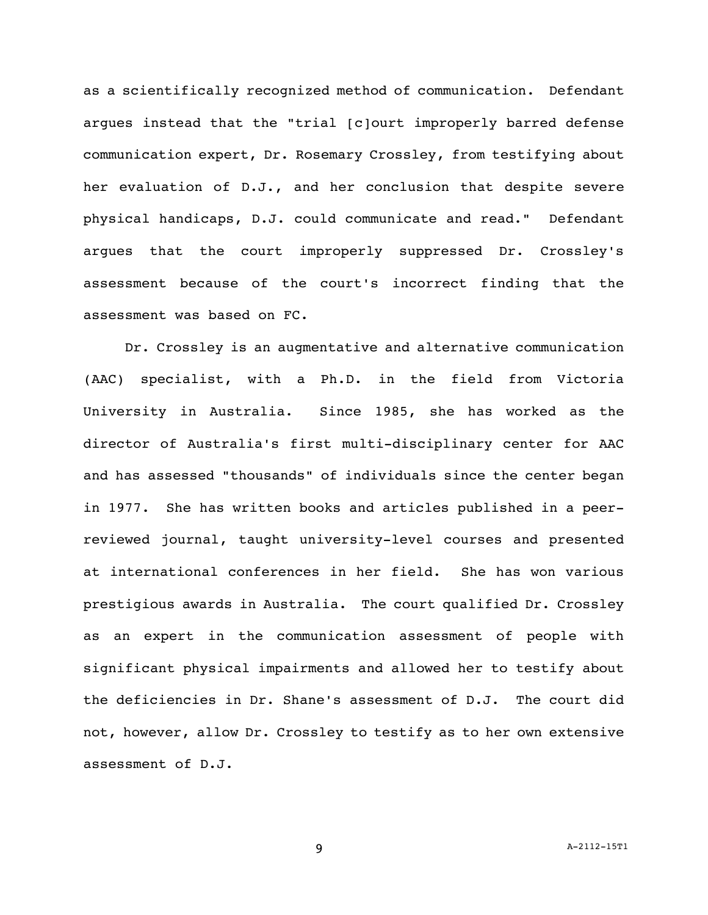as a scientifically recognized method of communication. Defendant argues instead that the "trial [c]ourt improperly barred defense communication expert, Dr. Rosemary Crossley, from testifying about her evaluation of D.J., and her conclusion that despite severe physical handicaps, D.J. could communicate and read." Defendant argues that the court improperly suppressed Dr. Crossley's assessment because of the court's incorrect finding that the assessment was based on FC.

Dr. Crossley is an augmentative and alternative communication (AAC) specialist, with a Ph.D. in the field from Victoria University in Australia. Since 1985, she has worked as the director of Australia's first multi-disciplinary center for AAC and has assessed "thousands" of individuals since the center began in 1977. She has written books and articles published in a peer-reviewed journal, taught university-level courses and presented at international conferences in her field. She has won various prestigious awards in Australia. The court qualified Dr. Crossley as an expert in the communication assessment of people with significant physical impairments and allowed her to testify about the deficiencies in Dr. Shane's assessment of D.J. The court did not, however, allow Dr. Crossley to testify as to her own extensive assessment of D.J.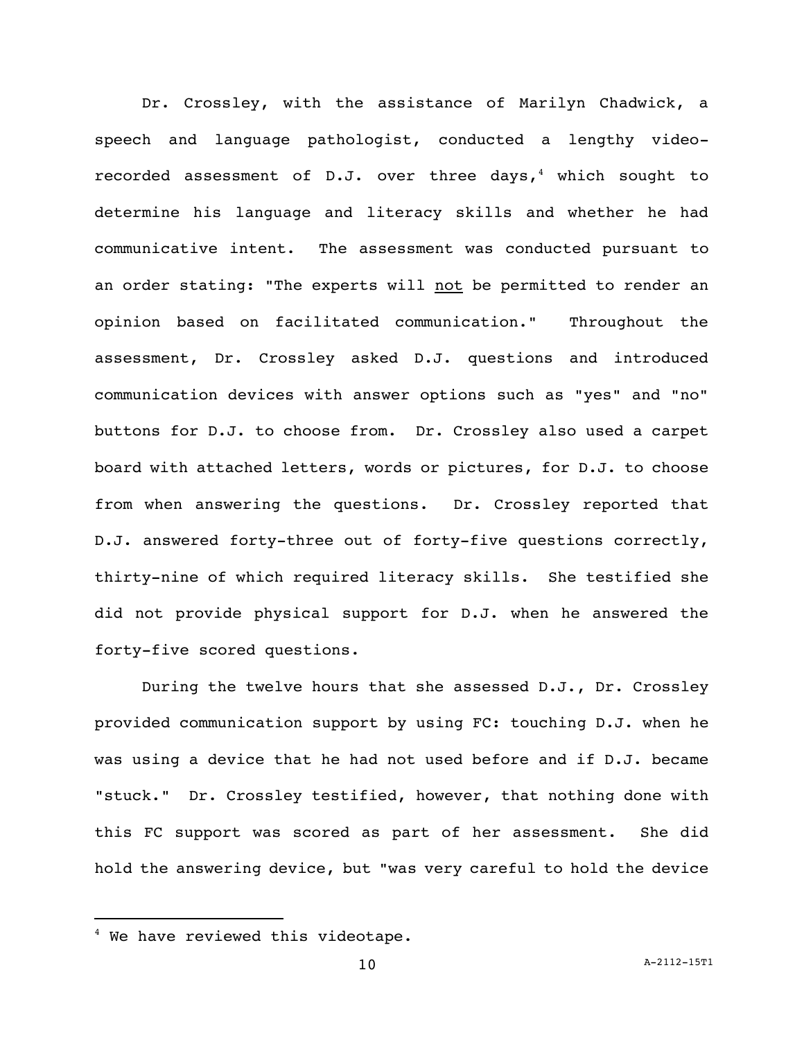Dr. Crossley, with the assistance of Marilyn Chadwick, a speech and language pathologist, conducted a lengthy video-recorded assessment of D.J. over three days,[4] which sought to determine his language and literacy skills and whether he had communicative intent. The assessment was conducted pursuant to an order stating: "The experts will <u>not</u> be permitted to render an opinion based on facilitated communication." Throughout the assessment, Dr. Crossley asked D.J. questions and introduced communication devices with answer options such as "yes" and "no" buttons for D.J. to choose from. Dr. Crossley also used a carpet board with attached letters, words or pictures, for D.J. to choose from when answering the questions. Dr. Crossley reported that D.J. answered forty-three out of forty-five questions correctly, thirty-nine of which required literacy skills. She testified she did not provide physical support for D.J. when he answered the forty-five scored questions.

During the twelve hours that she assessed D.J., Dr. Crossley provided communication support by using FC: touching D.J. when he was using a device that he had not used before and if D.J. became "stuck." Dr. Crossley testified, however, that nothing done with this FC support was scored as part of her assessment. She did hold the answering device, but "was very careful to hold the device

---

[4] We have reviewed this videotape.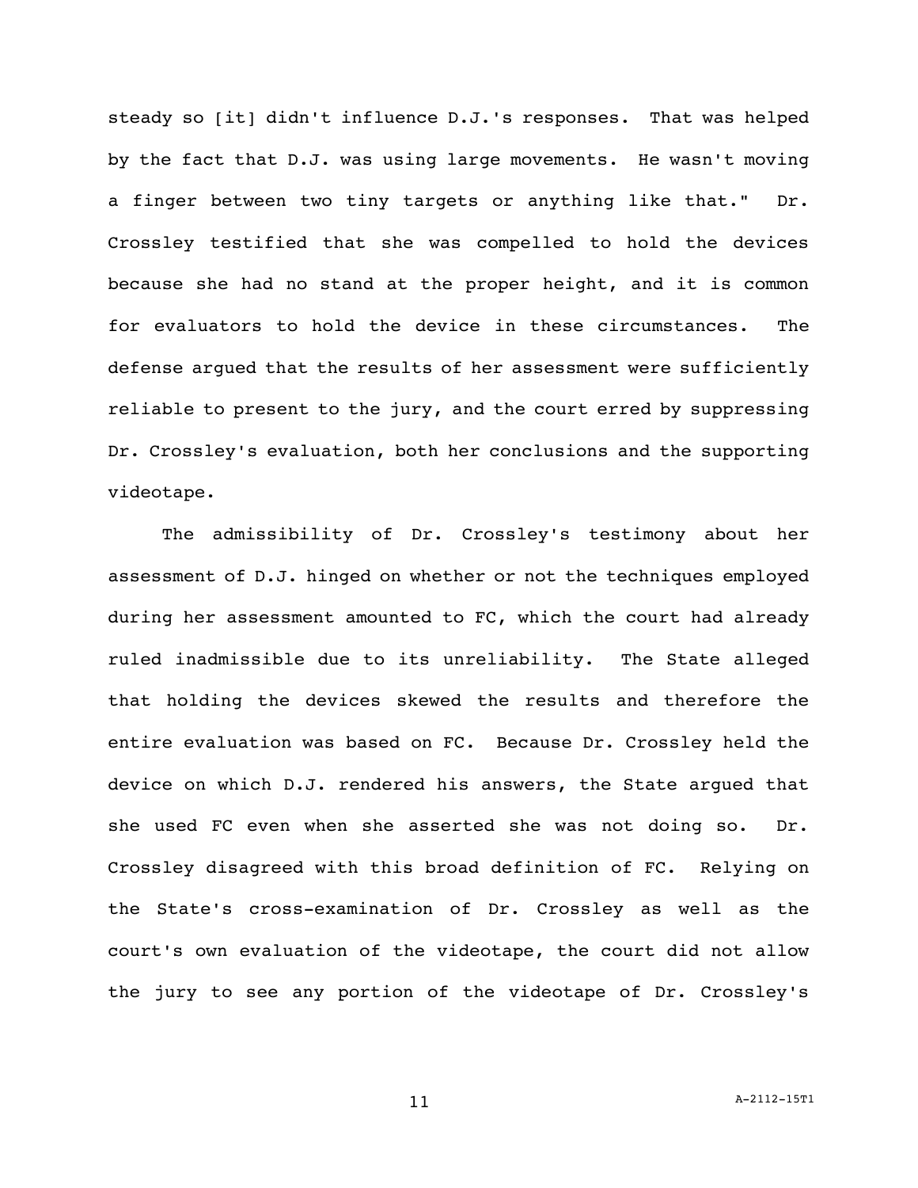steady so [it] didn't influence D.J.'s responses. That was helped by the fact that D.J. was using large movements. He wasn't moving a finger between two tiny targets or anything like that." Dr. Crossley testified that she was compelled to hold the devices because she had no stand at the proper height, and it is common for evaluators to hold the device in these circumstances. The defense argued that the results of her assessment were sufficiently reliable to present to the jury, and the court erred by suppressing Dr. Crossley's evaluation, both her conclusions and the supporting videotape.

The admissibility of Dr. Crossley's testimony about her assessment of D.J. hinged on whether or not the techniques employed during her assessment amounted to FC, which the court had already ruled inadmissible due to its unreliability. The State alleged that holding the devices skewed the results and therefore the entire evaluation was based on FC. Because Dr. Crossley held the device on which D.J. rendered his answers, the State argued that she used FC even when she asserted she was not doing so. Dr. Crossley disagreed with this broad definition of FC. Relying on the State's cross-examination of Dr. Crossley as well as the court's own evaluation of the videotape, the court did not allow the jury to see any portion of the videotape of Dr. Crossley's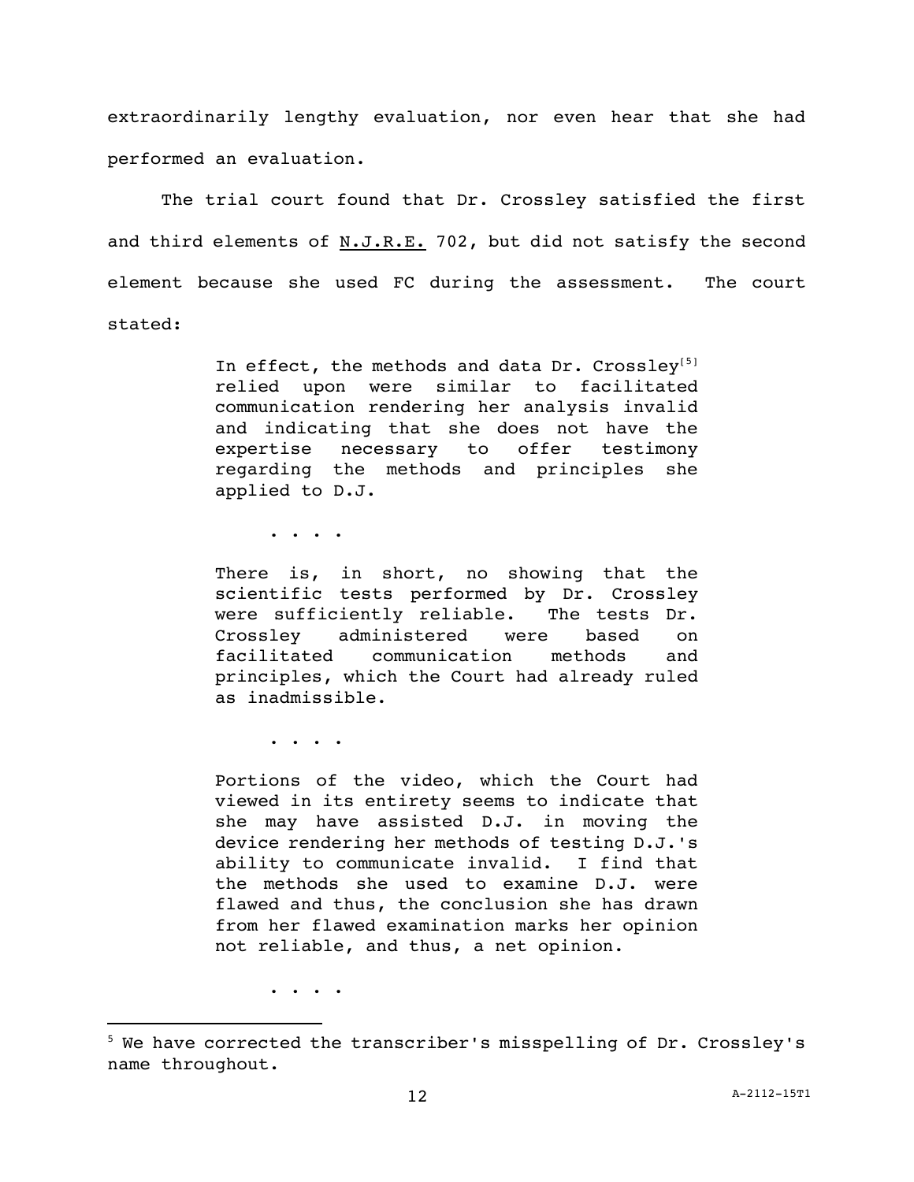extraordinarily lengthy evaluation, nor even hear that she had performed an evaluation.

The trial court found that Dr. Crossley satisfied the first and third elements of N.J.R.E. 702, but did not satisfy the second element because she used FC during the assessment. The court stated:

> In effect, the methods and data Dr. Crossley[5] relied upon were similar to facilitated communication rendering her analysis invalid and indicating that she does not have the expertise necessary to offer testimony regarding the methods and principles she applied to D.J.
>
> . . . .
>
> There is, in short, no showing that the scientific tests performed by Dr. Crossley were sufficiently reliable. The tests Dr. Crossley administered were based on facilitated communication methods and principles, which the Court had already ruled as inadmissible.
>
> . . . .
>
> Portions of the video, which the Court had viewed in its entirety seems to indicate that she may have assisted D.J. in moving the device rendering her methods of testing D.J.'s ability to communicate invalid. I find that the methods she used to examine D.J. were flawed and thus, the conclusion she has drawn from her flawed examination marks her opinion not reliable, and thus, a net opinion.
>
> . . . .

[5] We have corrected the transcriber's misspelling of Dr. Crossley's name throughout.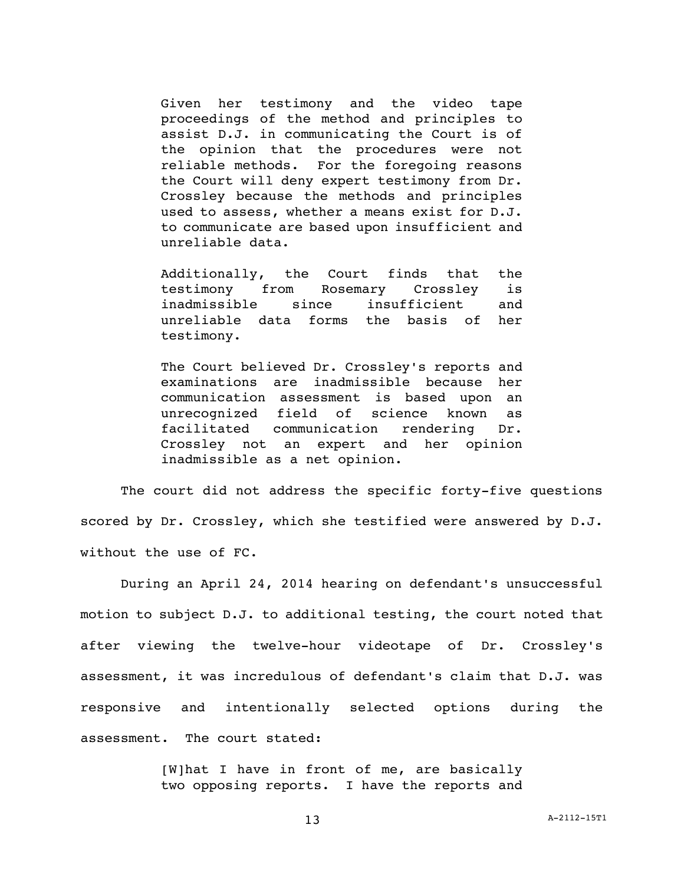> Given her testimony and the video tape proceedings of the method and principles to assist D.J. in communicating the Court is of the opinion that the procedures were not reliable methods. For the foregoing reasons the Court will deny expert testimony from Dr. Crossley because the methods and principles used to assess, whether a means exist for D.J. to communicate are based upon insufficient and unreliable data.
>
> Additionally, the Court finds that the testimony from Rosemary Crossley is inadmissible since insufficient and unreliable data forms the basis of her testimony.
>
> The Court believed Dr. Crossley's reports and examinations are inadmissible because her communication assessment is based upon an unrecognized field of science known as facilitated communication rendering Dr. Crossley not an expert and her opinion inadmissible as a net opinion.

The court did not address the specific forty-five questions scored by Dr. Crossley, which she testified were answered by D.J. without the use of FC.

During an April 24, 2014 hearing on defendant's unsuccessful motion to subject D.J. to additional testing, the court noted that after viewing the twelve-hour videotape of Dr. Crossley's assessment, it was incredulous of defendant's claim that D.J. was responsive and intentionally selected options during the assessment. The court stated:

> [W]hat I have in front of me, are basically two opposing reports. I have the reports and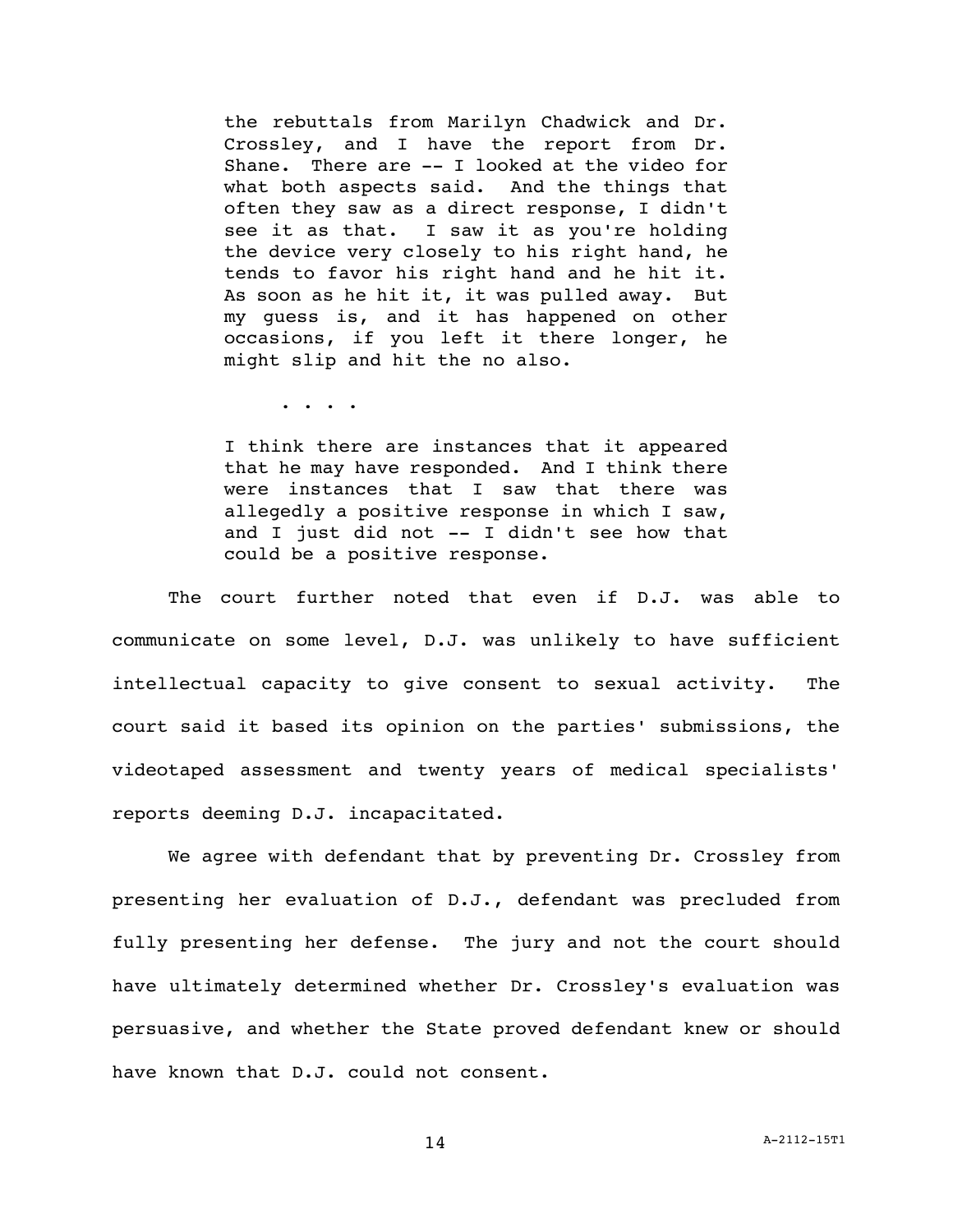> the rebuttals from Marilyn Chadwick and Dr. Crossley, and I have the report from Dr. Shane. There are -- I looked at the video for what both aspects said. And the things that often they saw as a direct response, I didn't see it as that. I saw it as you're holding the device very closely to his right hand, he tends to favor his right hand and he hit it. As soon as he hit it, it was pulled away. But my guess is, and it has happened on other occasions, if you left it there longer, he might slip and hit the no also.
>
> . . . .
>
> I think there are instances that it appeared that he may have responded. And I think there were instances that I saw that there was allegedly a positive response in which I saw, and I just did not -- I didn't see how that could be a positive response.

The court further noted that even if D.J. was able to communicate on some level, D.J. was unlikely to have sufficient intellectual capacity to give consent to sexual activity. The court said it based its opinion on the parties' submissions, the videotaped assessment and twenty years of medical specialists' reports deeming D.J. incapacitated.

We agree with defendant that by preventing Dr. Crossley from presenting her evaluation of D.J., defendant was precluded from fully presenting her defense. The jury and not the court should have ultimately determined whether Dr. Crossley's evaluation was persuasive, and whether the State proved defendant knew or should have known that D.J. could not consent.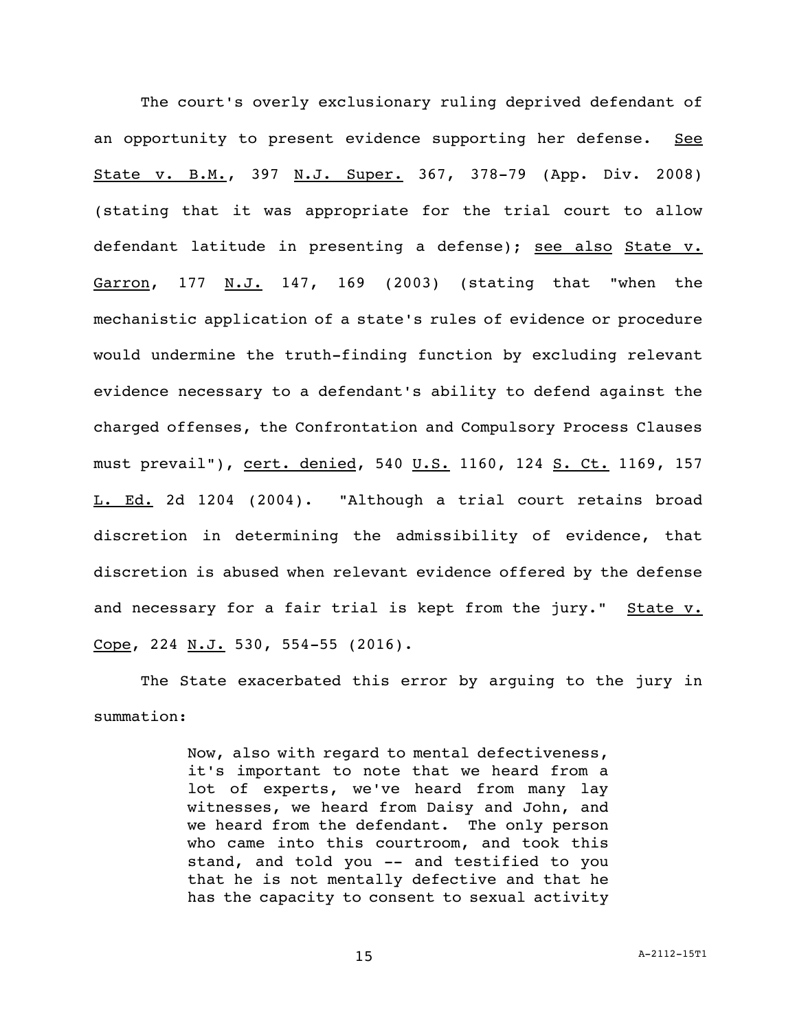The court's overly exclusionary ruling deprived defendant of an opportunity to present evidence supporting her defense. See State v. B.M., 397 N.J. Super. 367, 378-79 (App. Div. 2008) (stating that it was appropriate for the trial court to allow defendant latitude in presenting a defense); see also State v. Garron, 177 N.J. 147, 169 (2003) (stating that "when the mechanistic application of a state's rules of evidence or procedure would undermine the truth-finding function by excluding relevant evidence necessary to a defendant's ability to defend against the charged offenses, the Confrontation and Compulsory Process Clauses must prevail"), cert. denied, 540 U.S. 1160, 124 S. Ct. 1169, 157 L. Ed. 2d 1204 (2004). "Although a trial court retains broad discretion in determining the admissibility of evidence, that discretion is abused when relevant evidence offered by the defense and necessary for a fair trial is kept from the jury." State v. Cope, 224 N.J. 530, 554-55 (2016).

The State exacerbated this error by arguing to the jury in summation:

> Now, also with regard to mental defectiveness, it's important to note that we heard from a lot of experts, we've heard from many lay witnesses, we heard from Daisy and John, and we heard from the defendant. The only person who came into this courtroom, and took this stand, and told you -- and testified to you that he is not mentally defective and that he has the capacity to consent to sexual activity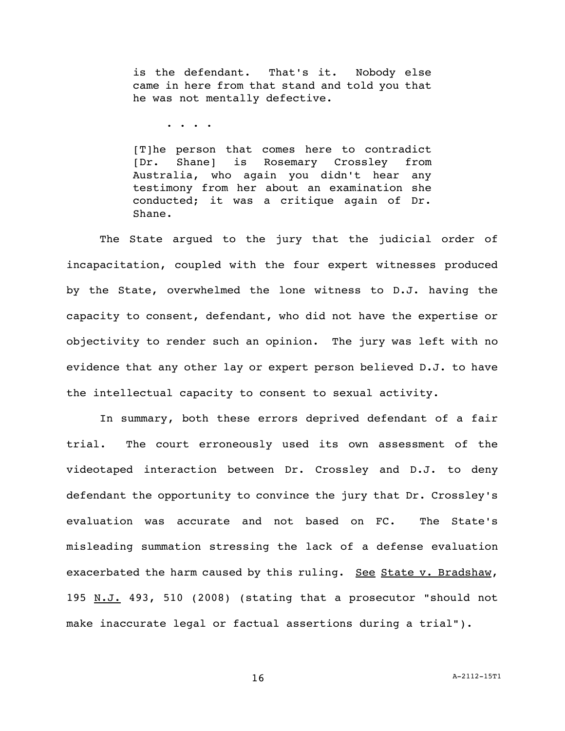> is the defendant. That's it. Nobody else came in here from that stand and told you that he was not mentally defective.
>
> . . . .
>
> [T]he person that comes here to contradict [Dr. Shane] is Rosemary Crossley from Australia, who again you didn't hear any testimony from her about an examination she conducted; it was a critique again of Dr. Shane.

The State argued to the jury that the judicial order of incapacitation, coupled with the four expert witnesses produced by the State, overwhelmed the lone witness to D.J. having the capacity to consent, defendant, who did not have the expertise or objectivity to render such an opinion. The jury was left with no evidence that any other lay or expert person believed D.J. to have the intellectual capacity to consent to sexual activity.

In summary, both these errors deprived defendant of a fair trial. The court erroneously used its own assessment of the videotaped interaction between Dr. Crossley and D.J. to deny defendant the opportunity to convince the jury that Dr. Crossley's evaluation was accurate and not based on FC. The State's misleading summation stressing the lack of a defense evaluation exacerbated the harm caused by this ruling. See State v. Bradshaw, 195 N.J. 493, 510 (2008) (stating that a prosecutor "should not make inaccurate legal or factual assertions during a trial").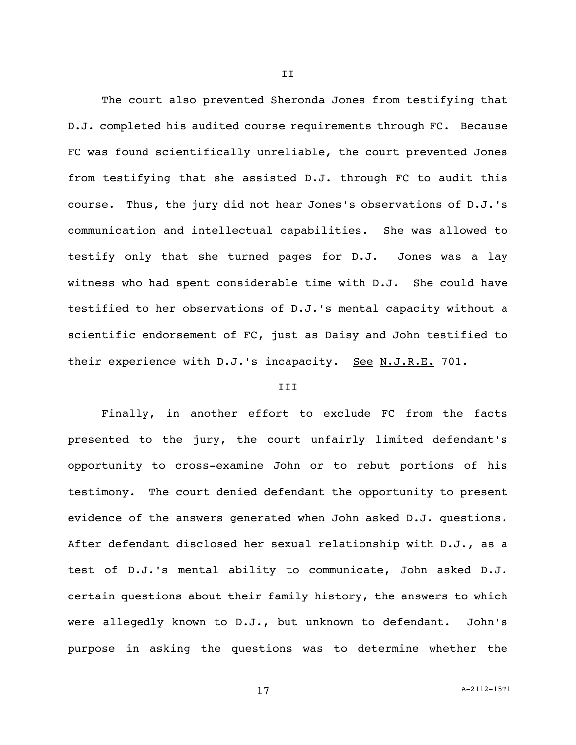II

The court also prevented Sheronda Jones from testifying that D.J. completed his audited course requirements through FC. Because FC was found scientifically unreliable, the court prevented Jones from testifying that she assisted D.J. through FC to audit this course. Thus, the jury did not hear Jones's observations of D.J.'s communication and intellectual capabilities. She was allowed to testify only that she turned pages for D.J. Jones was a lay witness who had spent considerable time with D.J. She could have testified to her observations of D.J.'s mental capacity without a scientific endorsement of FC, just as Daisy and John testified to their experience with D.J.'s incapacity. See N.J.R.E. 701.

III

Finally, in another effort to exclude FC from the facts presented to the jury, the court unfairly limited defendant's opportunity to cross-examine John or to rebut portions of his testimony. The court denied defendant the opportunity to present evidence of the answers generated when John asked D.J. questions. After defendant disclosed her sexual relationship with D.J., as a test of D.J.'s mental ability to communicate, John asked D.J. certain questions about their family history, the answers to which were allegedly known to D.J., but unknown to defendant. John's purpose in asking the questions was to determine whether the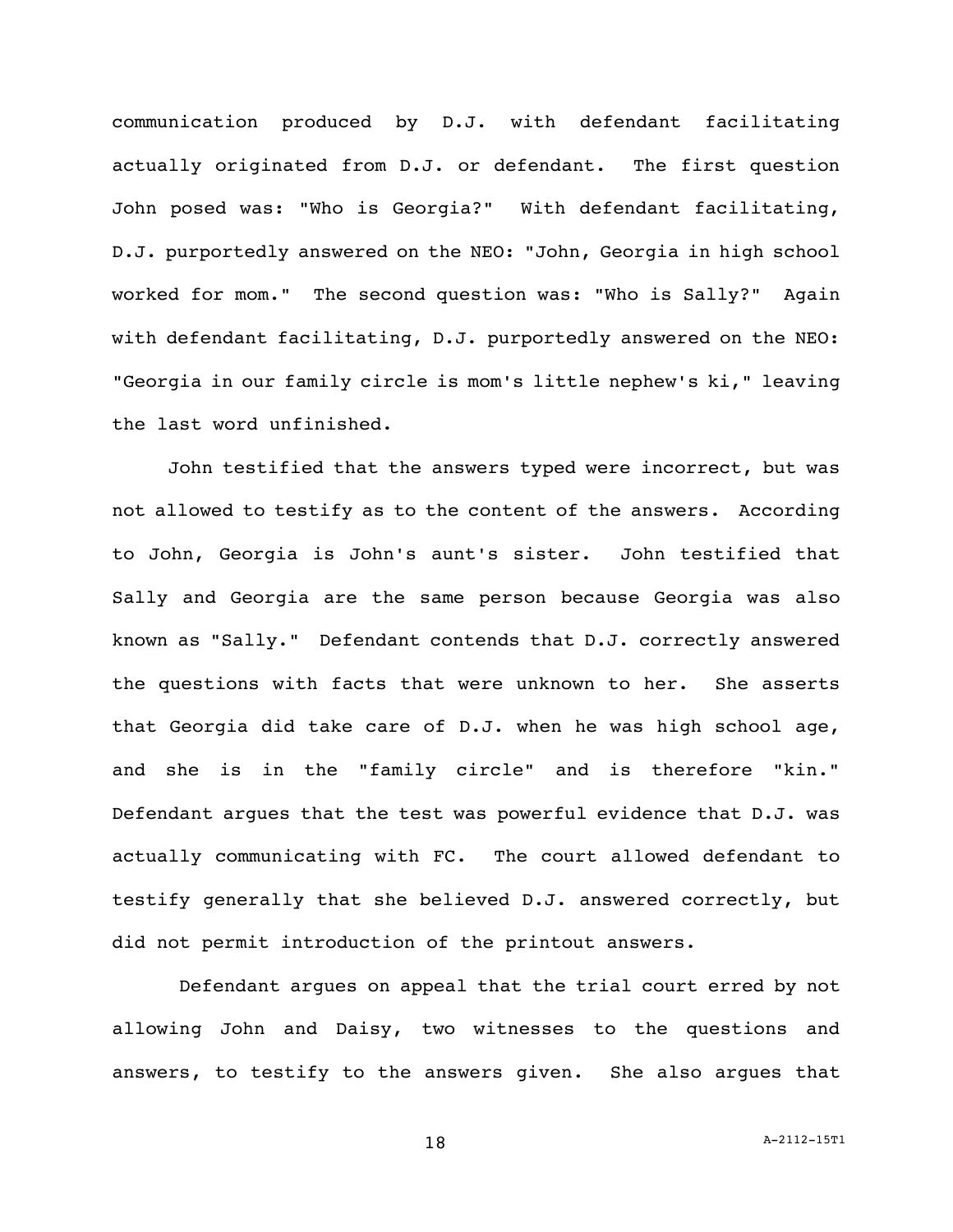communication produced by D.J. with defendant facilitating actually originated from D.J. or defendant. The first question John posed was: "Who is Georgia?" With defendant facilitating, D.J. purportedly answered on the NEO: "John, Georgia in high school worked for mom." The second question was: "Who is Sally?" Again with defendant facilitating, D.J. purportedly answered on the NEO: "Georgia in our family circle is mom's little nephew's ki," leaving the last word unfinished.

John testified that the answers typed were incorrect, but was not allowed to testify as to the content of the answers. According to John, Georgia is John's aunt's sister. John testified that Sally and Georgia are the same person because Georgia was also known as "Sally." Defendant contends that D.J. correctly answered the questions with facts that were unknown to her. She asserts that Georgia did take care of D.J. when he was high school age, and she is in the "family circle" and is therefore "kin." Defendant argues that the test was powerful evidence that D.J. was actually communicating with FC. The court allowed defendant to testify generally that she believed D.J. answered correctly, but did not permit introduction of the printout answers.

Defendant argues on appeal that the trial court erred by not allowing John and Daisy, two witnesses to the questions and answers, to testify to the answers given. She also argues that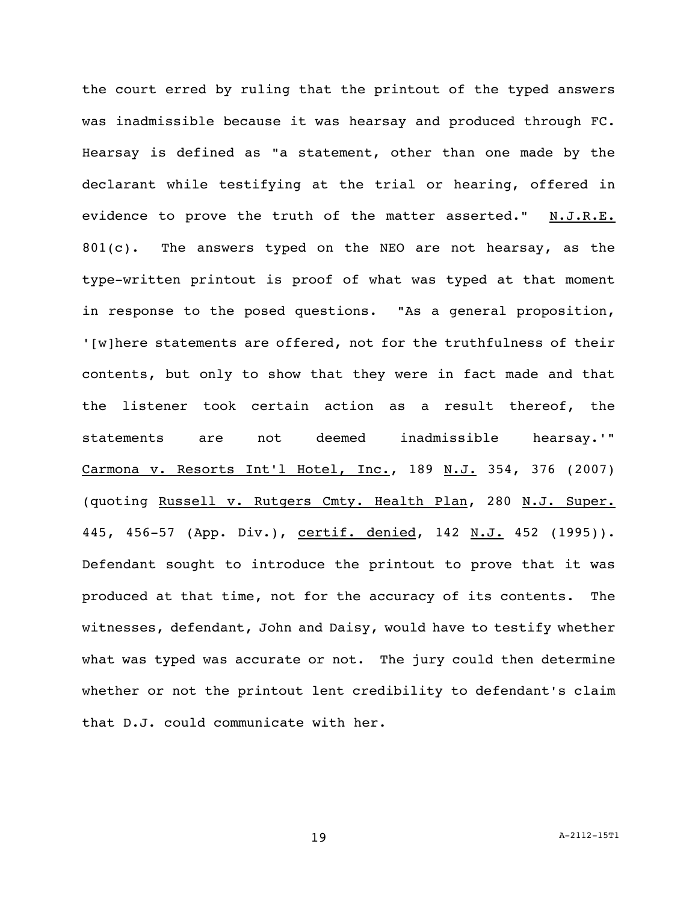the court erred by ruling that the printout of the typed answers was inadmissible because it was hearsay and produced through FC. Hearsay is defined as "a statement, other than one made by the declarant while testifying at the trial or hearing, offered in evidence to prove the truth of the matter asserted." N.J.R.E. 801(c). The answers typed on the NEO are not hearsay, as the type-written printout is proof of what was typed at that moment in response to the posed questions. "As a general proposition, '[w]here statements are offered, not for the truthfulness of their contents, but only to show that they were in fact made and that the listener took certain action as a result thereof, the statements are not deemed inadmissible hearsay.'" Carmona v. Resorts Int'l Hotel, Inc., 189 N.J. 354, 376 (2007) (quoting Russell v. Rutgers Cmty. Health Plan, 280 N.J. Super. 445, 456-57 (App. Div.), certif. denied, 142 N.J. 452 (1995)). Defendant sought to introduce the printout to prove that it was produced at that time, not for the accuracy of its contents. The witnesses, defendant, John and Daisy, would have to testify whether what was typed was accurate or not. The jury could then determine whether or not the printout lent credibility to defendant's claim that D.J. could communicate with her.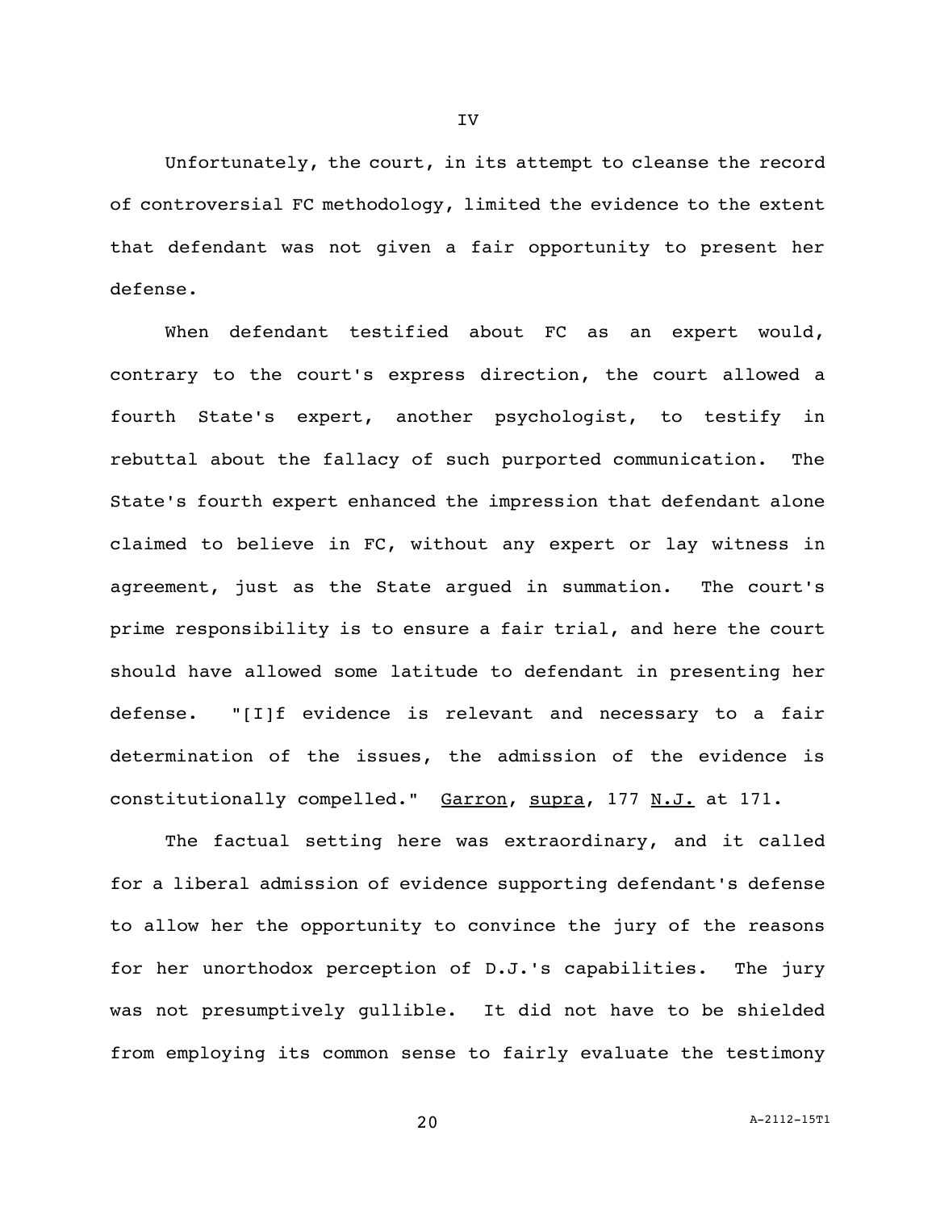## IV

Unfortunately, the court, in its attempt to cleanse the record of controversial FC methodology, limited the evidence to the extent that defendant was not given a fair opportunity to present her defense.

When defendant testified about FC as an expert would, contrary to the court's express direction, the court allowed a fourth State's expert, another psychologist, to testify in rebuttal about the fallacy of such purported communication. The State's fourth expert enhanced the impression that defendant alone claimed to believe in FC, without any expert or lay witness in agreement, just as the State argued in summation. The court's prime responsibility is to ensure a fair trial, and here the court should have allowed some latitude to defendant in presenting her defense. "[I]f evidence is relevant and necessary to a fair determination of the issues, the admission of the evidence is constitutionally compelled." Garron, supra, 177 N.J. at 171.

The factual setting here was extraordinary, and it called for a liberal admission of evidence supporting defendant's defense to allow her the opportunity to convince the jury of the reasons for her unorthodox perception of D.J.'s capabilities. The jury was not presumptively gullible. It did not have to be shielded from employing its common sense to fairly evaluate the testimony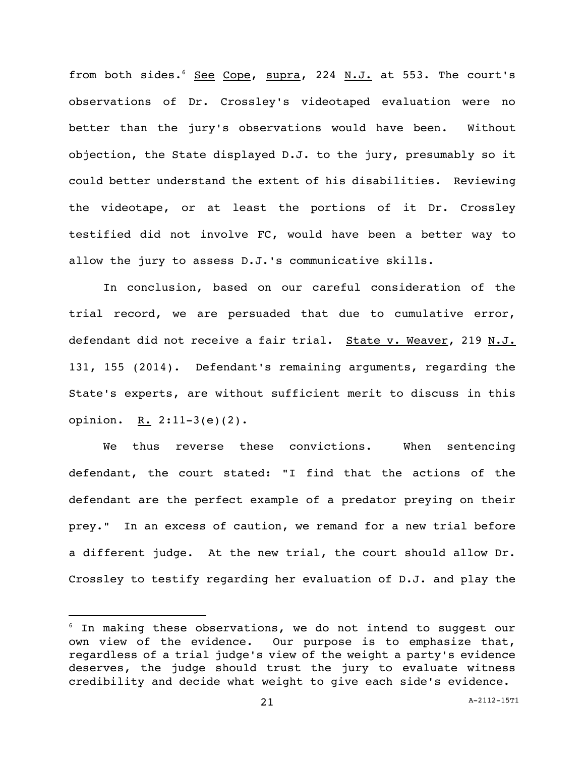from both sides.[6] See Cope, supra, 224 N.J. at 553. The court's observations of Dr. Crossley's videotaped evaluation were no better than the jury's observations would have been. Without objection, the State displayed D.J. to the jury, presumably so it could better understand the extent of his disabilities. Reviewing the videotape, or at least the portions of it Dr. Crossley testified did not involve FC, would have been a better way to allow the jury to assess D.J.'s communicative skills.

In conclusion, based on our careful consideration of the trial record, we are persuaded that due to cumulative error, defendant did not receive a fair trial. State v. Weaver, 219 N.J. 131, 155 (2014). Defendant's remaining arguments, regarding the State's experts, are without sufficient merit to discuss in this opinion. R. 2:11-3(e)(2).

We thus reverse these convictions. When sentencing defendant, the court stated: "I find that the actions of the defendant are the perfect example of a predator preying on their prey." In an excess of caution, we remand for a new trial before a different judge. At the new trial, the court should allow Dr. Crossley to testify regarding her evaluation of D.J. and play the

---

[6] In making these observations, we do not intend to suggest our own view of the evidence. Our purpose is to emphasize that, regardless of a trial judge's view of the weight a party's evidence deserves, the judge should trust the jury to evaluate witness credibility and decide what weight to give each side's evidence.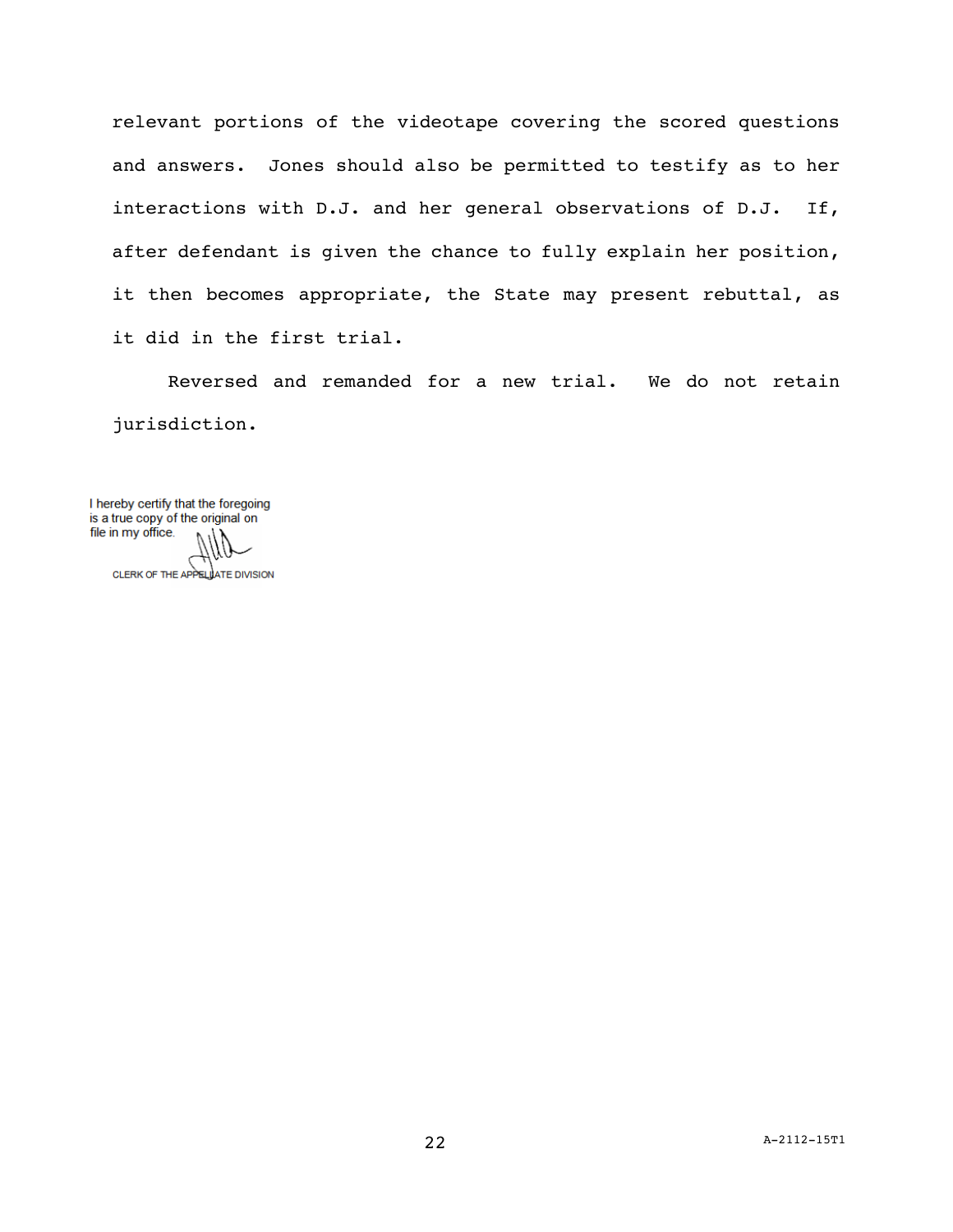relevant portions of the videotape covering the scored questions and answers. Jones should also be permitted to testify as to her interactions with D.J. and her general observations of D.J. If, after defendant is given the chance to fully explain her position, it then becomes appropriate, the State may present rebuttal, as it did in the first trial.

Reversed and remanded for a new trial. We do not retain jurisdiction.

I hereby certify that the foregoing is a true copy of the original on file in my office.

CLERK OF THE APPELLATE DIVISION